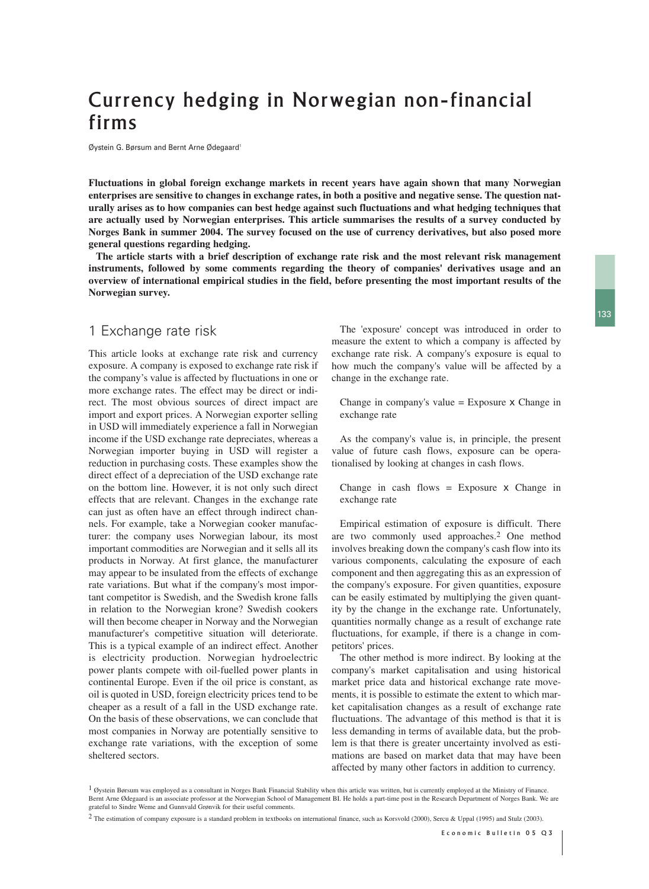# Currency hedging in Norwegian non-financial firms

Øystein G. Børsum and Bernt Arne Ødegaard[1]

**Fluctuations in global foreign exchange markets in recent years have again shown that many Norwegian enterprises are sensitive to changes in exchange rates, in both a positive and negative sense. The question naturally arises as to how companies can best hedge against such fluctuations and what hedging techniques that are actually used by Norwegian enterprises. This article summarises the results of a survey conducted by Norges Bank in summer 2004. The survey focused on the use of currency derivatives, but also posed more general questions regarding hedging.**

**The article starts with a brief description of exchange rate risk and the most relevant risk management instruments, followed by some comments regarding the theory of companies' derivatives usage and an overview of international empirical studies in the field, before presenting the most important results of the Norwegian survey.**

## 1 Exchange rate risk

This article looks at exchange rate risk and currency exposure. A company is exposed to exchange rate risk if the company's value is affected by fluctuations in one or more exchange rates. The effect may be direct or indirect. The most obvious sources of direct impact are import and export prices. A Norwegian exporter selling in USD will immediately experience a fall in Norwegian income if the USD exchange rate depreciates, whereas a Norwegian importer buying in USD will register a reduction in purchasing costs. These examples show the direct effect of a depreciation of the USD exchange rate on the bottom line. However, it is not only such direct effects that are relevant. Changes in the exchange rate can just as often have an effect through indirect channels. For example, take a Norwegian cooker manufacturer: the company uses Norwegian labour, its most important commodities are Norwegian and it sells all its products in Norway. At first glance, the manufacturer may appear to be insulated from the effects of exchange rate variations. But what if the company's most important competitor is Swedish, and the Swedish krone falls in relation to the Norwegian krone? Swedish cookers will then become cheaper in Norway and the Norwegian manufacturer's competitive situation will deteriorate. This is a typical example of an indirect effect. Another is electricity production. Norwegian hydroelectric power plants compete with oil-fuelled power plants in continental Europe. Even if the oil price is constant, as oil is quoted in USD, foreign electricity prices tend to be cheaper as a result of a fall in the USD exchange rate. On the basis of these observations, we can conclude that most companies in Norway are potentially sensitive to exchange rate variations, with the exception of some sheltered sectors.

The 'exposure' concept was introduced in order to measure the extent to which a company is affected by exchange rate risk. A company's exposure is equal to how much the company's value will be affected by a change in the exchange rate.

Change in company's value = Exposure x Change in exchange rate

As the company's value is, in principle, the present value of future cash flows, exposure can be operationalised by looking at changes in cash flows.

Change in cash flows = Exposure x Change in exchange rate

Empirical estimation of exposure is difficult. There are two commonly used approaches.[2] One method involves breaking down the company's cash flow into its various components, calculating the exposure of each component and then aggregating this as an expression of the company's exposure. For given quantities, exposure can be easily estimated by multiplying the given quantity by the change in the exchange rate. Unfortunately, quantities normally change as a result of exchange rate fluctuations, for example, if there is a change in competitors' prices.

The other method is more indirect. By looking at the company's market capitalisation and using historical market price data and historical exchange rate movements, it is possible to estimate the extent to which market capitalisation changes as a result of exchange rate fluctuations. The advantage of this method is that it is less demanding in terms of available data, but the problem is that there is greater uncertainty involved as estimations are based on market data that may have been affected by many other factors in addition to currency.

[1] Øystein Børsum was employed as a consultant in Norges Bank Financial Stability when this article was written, but is currently employed at the Ministry of Finance. Bernt Arne Ødegaard is an associate professor at the Norwegian School of Management BI. He holds a part-time post in the Research Department of Norges Bank. We are grateful to Sindre Weme and Gunnvald Grønvik for their useful comments.

[2] The estimation of company exposure is a standard problem in textbooks on international finance, such as Korsvold (2000), Sercu & Uppal (1995) and Stulz (2003).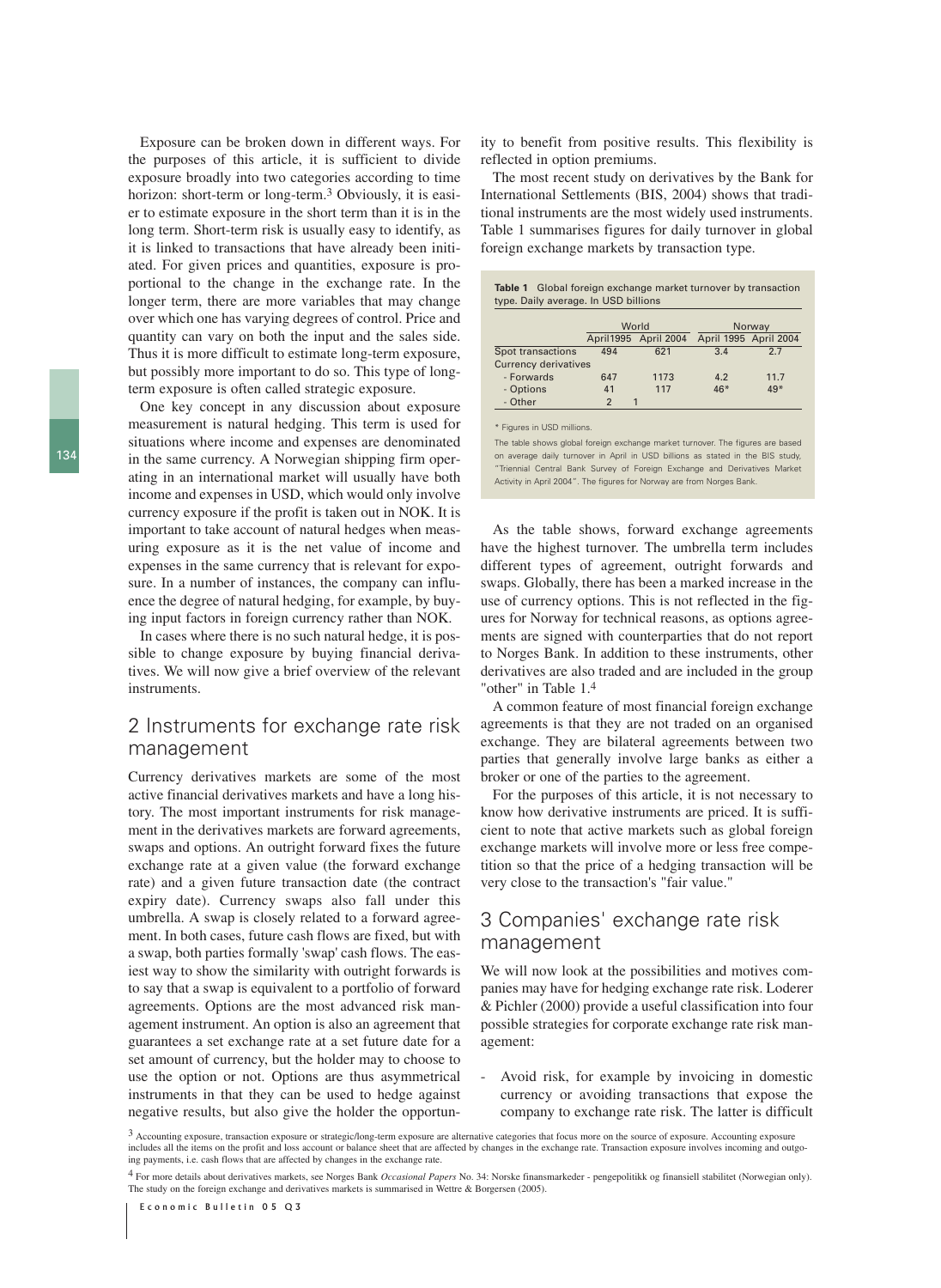Exposure can be broken down in different ways. For the purposes of this article, it is sufficient to divide exposure broadly into two categories according to time horizon: short-term or long-term.[3] Obviously, it is easier to estimate exposure in the short term than it is in the long term. Short-term risk is usually easy to identify, as it is linked to transactions that have already been initiated. For given prices and quantities, exposure is proportional to the change in the exchange rate. In the longer term, there are more variables that may change over which one has varying degrees of control. Price and quantity can vary on both the input and the sales side. Thus it is more difficult to estimate long-term exposure, but possibly more important to do so. This type of long-term exposure is often called strategic exposure.

One key concept in any discussion about exposure measurement is natural hedging. This term is used for situations where income and expenses are denominated in the same currency. A Norwegian shipping firm operating in an international market will usually have both income and expenses in USD, which would only involve currency exposure if the profit is taken out in NOK. It is important to take account of natural hedges when measuring exposure as it is the net value of income and expenses in the same currency that is relevant for exposure. In a number of instances, the company can influence the degree of natural hedging, for example, by buying input factors in foreign currency rather than NOK.

In cases where there is no such natural hedge, it is possible to change exposure by buying financial derivatives. We will now give a brief overview of the relevant instruments.

## 2 Instruments for exchange rate risk management

Currency derivatives markets are some of the most active financial derivatives markets and have a long history. The most important instruments for risk management in the derivatives markets are forward agreements, swaps and options. An outright forward fixes the future exchange rate at a given value (the forward exchange rate) and a given future transaction date (the contract expiry date). Currency swaps also fall under this umbrella. A swap is closely related to a forward agreement. In both cases, future cash flows are fixed, but with a swap, both parties formally 'swap' cash flows. The easiest way to show the similarity with outright forwards is to say that a swap is equivalent to a portfolio of forward agreements. Options are the most advanced risk management instrument. An option is also an agreement that guarantees a set exchange rate at a set future date for a set amount of currency, but the holder may to choose to use the option or not. Options are thus asymmetrical instruments in that they can be used to hedge against negative results, but also give the holder the opportunity to benefit from positive results. This flexibility is reflected in option premiums.

The most recent study on derivatives by the Bank for International Settlements (BIS, 2004) shows that traditional instruments are the most widely used instruments. Table 1 summarises figures for daily turnover in global foreign exchange markets by transaction type.

**Table 1** Global foreign exchange market turnover by transaction type. Daily average. In USD billions

| | World | | Norway | |
|---|---|---|---|---|
| | April1995 | April 2004 | April 1995 | April 2004 |
| Spot transactions | 494 | 621 | 3.4 | 2.7 |
| Currency derivatives | | | | |
| - Forwards | 647 | 1173 | 4.2 | 11.7 |
| - Options | 41 | 117 | 46* | 49* |
| - Other | 2 | 1 | | |

\* Figures in USD millions.

The table shows global foreign exchange market turnover. The figures are based on average daily turnover in April in USD billions as stated in the BIS study, "Triennial Central Bank Survey of Foreign Exchange and Derivatives Market Activity in April 2004". The figures for Norway are from Norges Bank.

As the table shows, forward exchange agreements have the highest turnover. The umbrella term includes different types of agreement, outright forwards and swaps. Globally, there has been a marked increase in the use of currency options. This is not reflected in the figures for Norway for technical reasons, as options agreements are signed with counterparties that do not report to Norges Bank. In addition to these instruments, other derivatives are also traded and are included in the group "other" in Table 1.[4]

A common feature of most financial foreign exchange agreements is that they are not traded on an organised exchange. They are bilateral agreements between two parties that generally involve large banks as either a broker or one of the parties to the agreement.

For the purposes of this article, it is not necessary to know how derivative instruments are priced. It is sufficient to note that active markets such as global foreign exchange markets will involve more or less free competition so that the price of a hedging transaction will be very close to the transaction's "fair value."

## 3 Companies' exchange rate risk management

We will now look at the possibilities and motives companies may have for hedging exchange rate risk. Loderer & Pichler (2000) provide a useful classification into four possible strategies for corporate exchange rate risk management:

- Avoid risk, for example by invoicing in domestic currency or avoiding transactions that expose the company to exchange rate risk. The latter is difficult

[3] Accounting exposure, transaction exposure or strategic/long-term exposure are alternative categories that focus more on the source of exposure. Accounting exposure includes all the items on the profit and loss account or balance sheet that are affected by changes in the exchange rate. Transaction exposure involves incoming and outgoing payments, i.e. cash flows that are affected by changes in the exchange rate.

[4] For more details about derivatives markets, see Norges Bank *Occasional Papers* No. 34: Norske finansmarkeder - pengepolitikk og finansiell stabilitet (Norwegian only). The study on the foreign exchange and derivatives markets is summarised in Wettre & Borgersen (2005).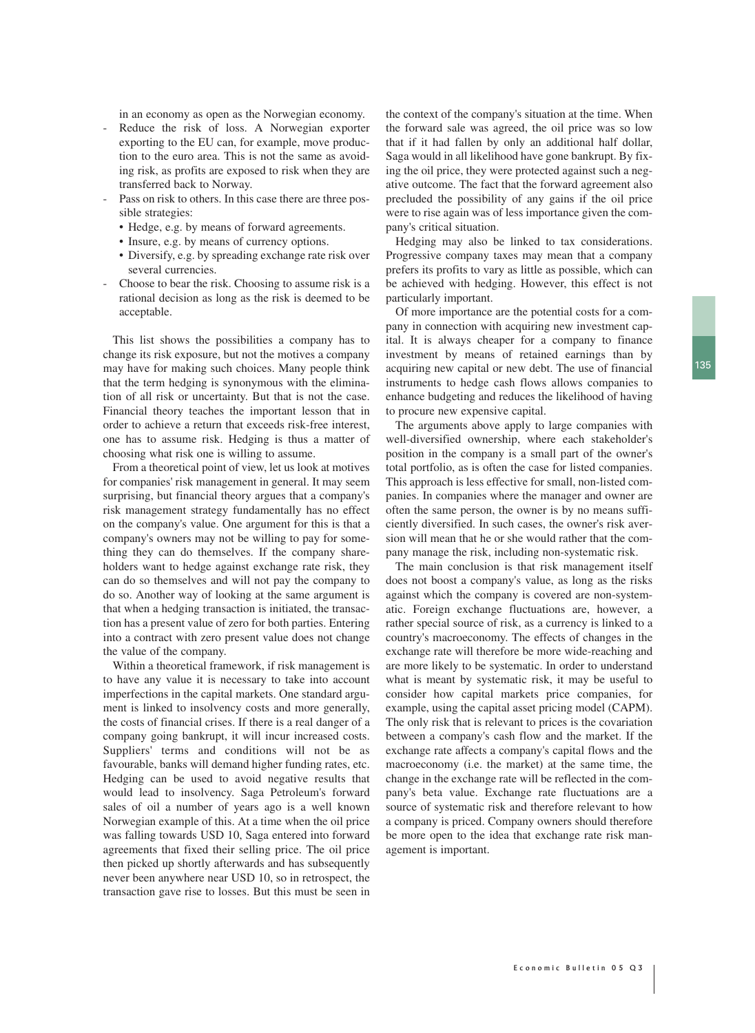in an economy as open as the Norwegian economy.

- Reduce the risk of loss. A Norwegian exporter exporting to the EU can, for example, move production to the euro area. This is not the same as avoiding risk, as profits are exposed to risk when they are transferred back to Norway.
- Pass on risk to others. In this case there are three possible strategies:
  - Hedge, e.g. by means of forward agreements.
  - Insure, e.g. by means of currency options.
  - Diversify, e.g. by spreading exchange rate risk over several currencies.
- Choose to bear the risk. Choosing to assume risk is a rational decision as long as the risk is deemed to be acceptable.

This list shows the possibilities a company has to change its risk exposure, but not the motives a company may have for making such choices. Many people think that the term hedging is synonymous with the elimination of all risk or uncertainty. But that is not the case. Financial theory teaches the important lesson that in order to achieve a return that exceeds risk-free interest, one has to assume risk. Hedging is thus a matter of choosing what risk one is willing to assume.

From a theoretical point of view, let us look at motives for companies' risk management in general. It may seem surprising, but financial theory argues that a company's risk management strategy fundamentally has no effect on the company's value. One argument for this is that a company's owners may not be willing to pay for something they can do themselves. If the company shareholders want to hedge against exchange rate risk, they can do so themselves and will not pay the company to do so. Another way of looking at the same argument is that when a hedging transaction is initiated, the transaction has a present value of zero for both parties. Entering into a contract with zero present value does not change the value of the company.

Within a theoretical framework, if risk management is to have any value it is necessary to take into account imperfections in the capital markets. One standard argument is linked to insolvency costs and more generally, the costs of financial crises. If there is a real danger of a company going bankrupt, it will incur increased costs. Suppliers' terms and conditions will not be as favourable, banks will demand higher funding rates, etc. Hedging can be used to avoid negative results that would lead to insolvency. Saga Petroleum's forward sales of oil a number of years ago is a well known Norwegian example of this. At a time when the oil price was falling towards USD 10, Saga entered into forward agreements that fixed their selling price. The oil price then picked up shortly afterwards and has subsequently never been anywhere near USD 10, so in retrospect, the transaction gave rise to losses. But this must be seen in the context of the company's situation at the time. When the forward sale was agreed, the oil price was so low that if it had fallen by only an additional half dollar, Saga would in all likelihood have gone bankrupt. By fixing the oil price, they were protected against such a negative outcome. The fact that the forward agreement also precluded the possibility of any gains if the oil price were to rise again was of less importance given the company's critical situation.

Hedging may also be linked to tax considerations. Progressive company taxes may mean that a company prefers its profits to vary as little as possible, which can be achieved with hedging. However, this effect is not particularly important.

Of more importance are the potential costs for a company in connection with acquiring new investment capital. It is always cheaper for a company to finance investment by means of retained earnings than by acquiring new capital or new debt. The use of financial instruments to hedge cash flows allows companies to enhance budgeting and reduces the likelihood of having to procure new expensive capital.

The arguments above apply to large companies with well-diversified ownership, where each stakeholder's position in the company is a small part of the owner's total portfolio, as is often the case for listed companies. This approach is less effective for small, non-listed companies. In companies where the manager and owner are often the same person, the owner is by no means sufficiently diversified. In such cases, the owner's risk aversion will mean that he or she would rather that the company manage the risk, including non-systematic risk.

The main conclusion is that risk management itself does not boost a company's value, as long as the risks against which the company is covered are non-systematic. Foreign exchange fluctuations are, however, a rather special source of risk, as a currency is linked to a country's macroeconomy. The effects of changes in the exchange rate will therefore be more wide-reaching and are more likely to be systematic. In order to understand what is meant by systematic risk, it may be useful to consider how capital markets price companies, for example, using the capital asset pricing model (CAPM). The only risk that is relevant to prices is the covariation between a company's cash flow and the market. If the exchange rate affects a company's capital flows and the macroeconomy (i.e. the market) at the same time, the change in the exchange rate will be reflected in the company's beta value. Exchange rate fluctuations are a source of systematic risk and therefore relevant to how a company is priced. Company owners should therefore be more open to the idea that exchange rate risk management is important.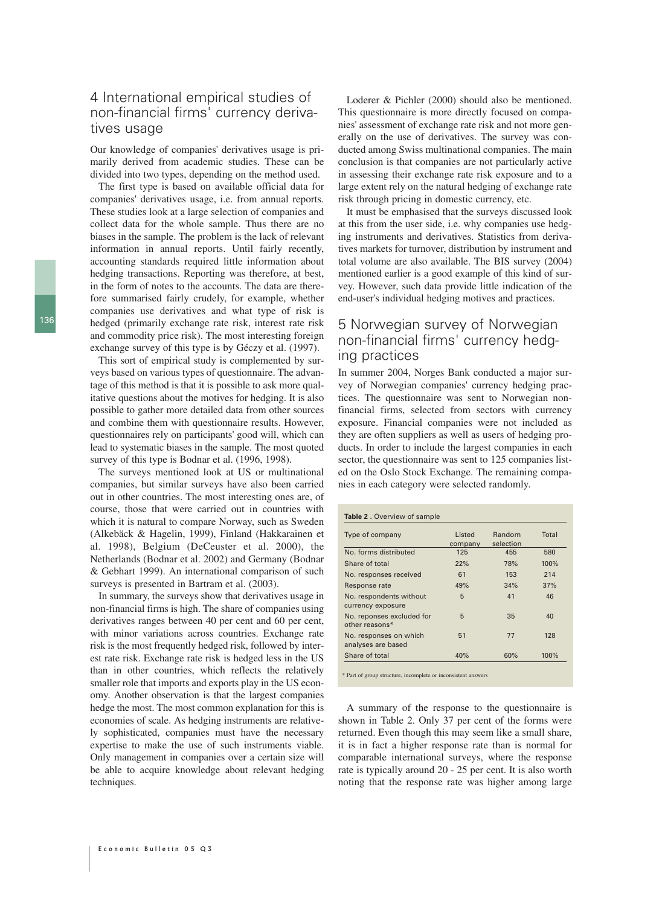## 4 International empirical studies of non-financial firms' currency derivatives usage

Our knowledge of companies' derivatives usage is primarily derived from academic studies. These can be divided into two types, depending on the method used.

The first type is based on available official data for companies' derivatives usage, i.e. from annual reports. These studies look at a large selection of companies and collect data for the whole sample. Thus there are no biases in the sample. The problem is the lack of relevant information in annual reports. Until fairly recently, accounting standards required little information about hedging transactions. Reporting was therefore, at best, in the form of notes to the accounts. The data are therefore summarised fairly crudely, for example, whether companies use derivatives and what type of risk is hedged (primarily exchange rate risk, interest rate risk and commodity price risk). The most interesting foreign exchange survey of this type is by Géczy et al. (1997).

This sort of empirical study is complemented by surveys based on various types of questionnaire. The advantage of this method is that it is possible to ask more qualitative questions about the motives for hedging. It is also possible to gather more detailed data from other sources and combine them with questionnaire results. However, questionnaires rely on participants' good will, which can lead to systematic biases in the sample. The most quoted survey of this type is Bodnar et al. (1996, 1998).

The surveys mentioned look at US or multinational companies, but similar surveys have also been carried out in other countries. The most interesting ones are, of course, those that were carried out in countries with which it is natural to compare Norway, such as Sweden (Alkebäck & Hagelin, 1999), Finland (Hakkarainen et al. 1998), Belgium (DeCeuster et al. 2000), the Netherlands (Bodnar et al. 2002) and Germany (Bodnar & Gebhart 1999). An international comparison of such surveys is presented in Bartram et al. (2003).

In summary, the surveys show that derivatives usage in non-financial firms is high. The share of companies using derivatives ranges between 40 per cent and 60 per cent, with minor variations across countries. Exchange rate risk is the most frequently hedged risk, followed by interest rate risk. Exchange rate risk is hedged less in the US than in other countries, which reflects the relatively smaller role that imports and exports play in the US economy. Another observation is that the largest companies hedge the most. The most common explanation for this is economies of scale. As hedging instruments are relatively sophisticated, companies must have the necessary expertise to make the use of such instruments viable. Only management in companies over a certain size will be able to acquire knowledge about relevant hedging techniques.

Loderer & Pichler (2000) should also be mentioned. This questionnaire is more directly focused on companies' assessment of exchange rate risk and not more generally on the use of derivatives. The survey was conducted among Swiss multinational companies. The main conclusion is that companies are not particularly active in assessing their exchange rate risk exposure and to a large extent rely on the natural hedging of exchange rate risk through pricing in domestic currency, etc.

It must be emphasised that the surveys discussed look at this from the user side, i.e. why companies use hedging instruments and derivatives. Statistics from derivatives markets for turnover, distribution by instrument and total volume are also available. The BIS survey (2004) mentioned earlier is a good example of this kind of survey. However, such data provide little indication of the end-user's individual hedging motives and practices.

## 5 Norwegian survey of Norwegian non-financial firms' currency hedging practices

In summer 2004, Norges Bank conducted a major survey of Norwegian companies' currency hedging practices. The questionnaire was sent to Norwegian non-financial firms, selected from sectors with currency exposure. Financial companies were not included as they are often suppliers as well as users of hedging products. In order to include the largest companies in each sector, the questionnaire was sent to 125 companies listed on the Oslo Stock Exchange. The remaining companies in each category were selected randomly.

**Table 2 .** Overview of sample

| Type of company | Listed company | Random selection | Total |
|---|---|---|---|
| No. forms distributed | 125 | 455 | 580 |
| Share of total | 22% | 78% | 100% |
| No. responses received | 61 | 153 | 214 |
| Response rate | 49% | 34% | 37% |
| No. respondents without currency exposure | 5 | 41 | 46 |
| No. reponses excluded for other reasons* | 5 | 35 | 40 |
| No. responses on which analyses are based | 51 | 77 | 128 |
| Share of total | 40% | 60% | 100% |

\* Part of group structure, incomplete or inconsistent answers

A summary of the response to the questionnaire is shown in Table 2. Only 37 per cent of the forms were returned. Even though this may seem like a small share, it is in fact a higher response rate than is normal for comparable international surveys, where the response rate is typically around 20 - 25 per cent. It is also worth noting that the response rate was higher among large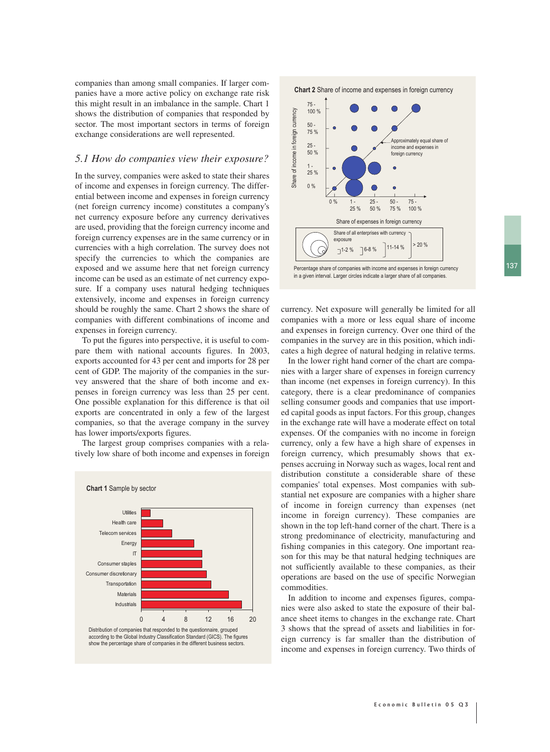companies than among small companies. If larger companies have a more active policy on exchange rate risk this might result in an imbalance in the sample. Chart 1 shows the distribution of companies that responded by sector. The most important sectors in terms of foreign exchange considerations are well represented.

### *5.1 How do companies view their exposure?*

In the survey, companies were asked to state their shares of income and expenses in foreign currency. The differential between income and expenses in foreign currency (net foreign currency income) constitutes a company's net currency exposure before any currency derivatives are used, providing that the foreign currency income and foreign currency expenses are in the same currency or in currencies with a high correlation. The survey does not specify the currencies to which the companies are exposed and we assume here that net foreign currency income can be used as an estimate of net currency exposure. If a company uses natural hedging techniques extensively, income and expenses in foreign currency should be roughly the same. Chart 2 shows the share of companies with different combinations of income and expenses in foreign currency.

To put the figures into perspective, it is useful to compare them with national accounts figures. In 2003, exports accounted for 43 per cent and imports for 28 per cent of GDP. The majority of the companies in the survey answered that the share of both income and expenses in foreign currency was less than 25 per cent. One possible explanation for this difference is that oil exports are concentrated in only a few of the largest companies, so that the average company in the survey has lower imports/exports figures.

The largest group comprises companies with a relatively low share of both income and expenses in foreign currency. Net exposure will generally be limited for all companies with a more or less equal share of income and expenses in foreign currency. Over one third of the companies in the survey are in this position, which indicates a high degree of natural hedging in relative terms.

In the lower right hand corner of the chart are companies with a larger share of expenses in foreign currency than income (net expenses in foreign currency). In this category, there is a clear predominance of companies selling consumer goods and companies that use imported capital goods as input factors. For this group, changes in the exchange rate will have a moderate effect on total expenses. Of the companies with no income in foreign currency, only a few have a high share of expenses in foreign currency, which presumably shows that expenses accruing in Norway such as wages, local rent and distribution constitute a considerable share of these companies' total expenses. Most companies with substantial net exposure are companies with a higher share of income in foreign currency than expenses (net income in foreign currency). These companies are shown in the top left-hand corner of the chart. There is a strong predominance of electricity, manufacturing and fishing companies in this category. One important reason for this may be that natural hedging techniques are not sufficiently available to these companies, as their operations are based on the use of specific Norwegian commodities.

In addition to income and expenses figures, companies were also asked to state the exposure of their balance sheet items to changes in the exchange rate. Chart 3 shows that the spread of assets and liabilities in foreign currency is far smaller than the distribution of income and expenses in foreign currency. Two thirds of

**Chart 1** Sample by sector

| Sector | Percentage share (approx.) |
|---|---|
| Utilities | 1.5 |
| Health care | 4 |
| Telecom services | 5.5 |
| Energy | 9.5 |
| IT | 11 |
| Consumer staples | 11 |
| Consumer discretionary | 12 |
| Transportation | 12.5 |
| Materials | 16 |
| Industrials | 18 |

Distribution of companies that responded to the questionnaire, grouped according to the Global Industry Classification Standard (GICS). The figures show the percentage share of companies in the different business sectors.

**Chart 2** Share of income and expenses in foreign currency

Percentage share of companies with income and expenses in foreign currency in a given interval. Larger circles indicate a larger share of all companies.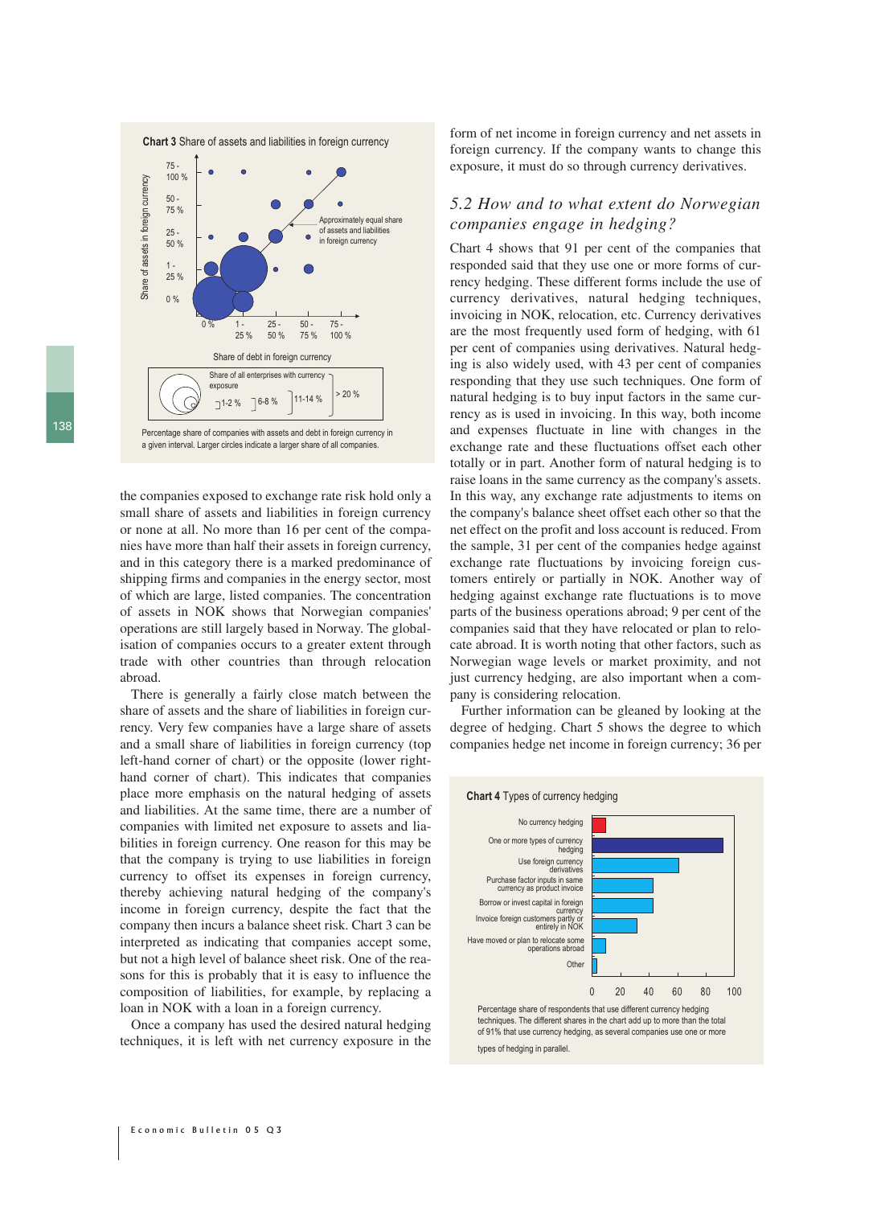**Chart 3** Share of assets and liabilities in foreign currency

Percentage share of companies with assets and debt in foreign currency in a given interval. Larger circles indicate a larger share of all companies.

the companies exposed to exchange rate risk hold only a small share of assets and liabilities in foreign currency or none at all. No more than 16 per cent of the companies have more than half their assets in foreign currency, and in this category there is a marked predominance of shipping firms and companies in the energy sector, most of which are large, listed companies. The concentration of assets in NOK shows that Norwegian companies' operations are still largely based in Norway. The globalisation of companies occurs to a greater extent through trade with other countries than through relocation abroad.

There is generally a fairly close match between the share of assets and the share of liabilities in foreign currency. Very few companies have a large share of assets and a small share of liabilities in foreign currency (top left-hand corner of chart) or the opposite (lower right-hand corner of chart). This indicates that companies place more emphasis on the natural hedging of assets and liabilities. At the same time, there are a number of companies with limited net exposure to assets and liabilities in foreign currency. One reason for this may be that the company is trying to use liabilities in foreign currency to offset its expenses in foreign currency, thereby achieving natural hedging of the company's income in foreign currency, despite the fact that the company then incurs a balance sheet risk. Chart 3 can be interpreted as indicating that companies accept some, but not a high level of balance sheet risk. One of the reasons for this is probably that it is easy to influence the composition of liabilities, for example, by replacing a loan in NOK with a loan in a foreign currency.

Once a company has used the desired natural hedging techniques, it is left with net currency exposure in the form of net income in foreign currency and net assets in foreign currency. If the company wants to change this exposure, it must do so through currency derivatives.

## *5.2 How and to what extent do Norwegian companies engage in hedging?*

Chart 4 shows that 91 per cent of the companies that responded said that they use one or more forms of currency hedging. These different forms include the use of currency derivatives, natural hedging techniques, invoicing in NOK, relocation, etc. Currency derivatives are the most frequently used form of hedging, with 61 per cent of companies using derivatives. Natural hedging is also widely used, with 43 per cent of companies responding that they use such techniques. One form of natural hedging is to buy input factors in the same currency as is used in invoicing. In this way, both income and expenses fluctuate in line with changes in the exchange rate and these fluctuations offset each other totally or in part. Another form of natural hedging is to raise loans in the same currency as the company's assets. In this way, any exchange rate adjustments to items on the company's balance sheet offset each other so that the net effect on the profit and loss account is reduced. From the sample, 31 per cent of the companies hedge against exchange rate fluctuations by invoicing foreign customers entirely or partially in NOK. Another way of hedging against exchange rate fluctuations is to move parts of the business operations abroad; 9 per cent of the companies said that they have relocated or plan to relocate abroad. It is worth noting that other factors, such as Norwegian wage levels or market proximity, and not just currency hedging, are also important when a company is considering relocation.

Further information can be gleaned by looking at the degree of hedging. Chart 5 shows the degree to which companies hedge net income in foreign currency; 36 per

**Chart 4** Types of currency hedging

Percentage share of respondents that use different currency hedging techniques. The different shares in the chart add up to more than the total of 91% that use currency hedging, as several companies use one or more types of hedging in parallel.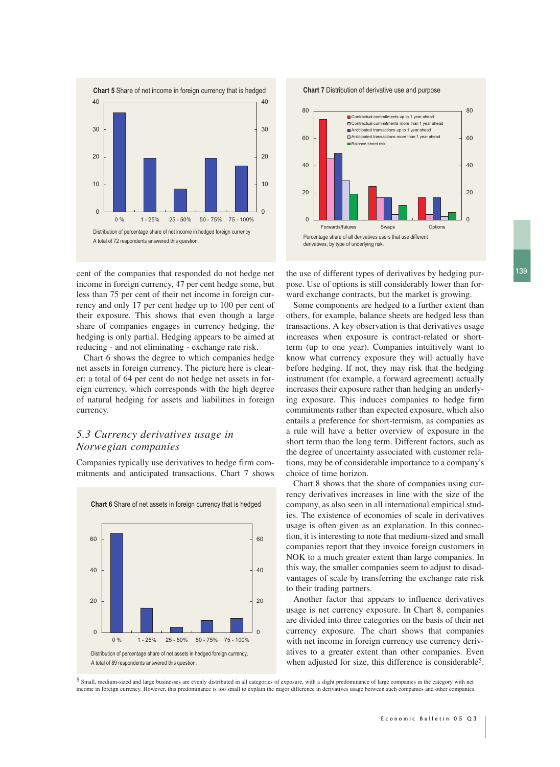**Chart 5** Share of net income in foreign currency that is hedged

Distribution of percentage share of net income in hedged foreign currency
A total of 72 respondents answered this question.

**Chart 7** Distribution of derivative use and purpose

Percentage share of all derivatives users that use different derivatives, by type of underlying risk.

cent of the companies that responded do not hedge net income in foreign currency, 47 per cent hedge some, but less than 75 per cent of their net income in foreign currency and only 17 per cent hedge up to 100 per cent of their exposure. This shows that even though a large share of companies engages in currency hedging, the hedging is only partial. Hedging appears to be aimed at reducing - and not eliminating - exchange rate risk.

Chart 6 shows the degree to which companies hedge net assets in foreign currency. The picture here is clearer: a total of 64 per cent do not hedge net assets in foreign currency, which corresponds with the high degree of natural hedging for assets and liabilities in foreign currency.

## *5.3 Currency derivatives usage in Norwegian companies*

Companies typically use derivatives to hedge firm commitments and anticipated transactions. Chart 7 shows the use of different types of derivatives by hedging purpose. Use of options is still considerably lower than forward exchange contracts, but the market is growing.

**Chart 6** Share of net assets in foreign currency that is hedged

Distribution of percentage share of net assets in hedged foreign currency.
A total of 89 respondents answered this question.

Some components are hedged to a further extent than others, for example, balance sheets are hedged less than transactions. A key observation is that derivatives usage increases when exposure is contract-related or short-term (up to one year). Companies intuitively want to know what currency exposure they will actually have before hedging. If not, they may risk that the hedging instrument (for example, a forward agreement) actually increases their exposure rather than hedging an underlying exposure. This induces companies to hedge firm commitments rather than expected exposure, which also entails a preference for short-termism, as companies as a rule will have a better overview of exposure in the short term than the long term. Different factors, such as the degree of uncertainty associated with customer relations, may be of considerable importance to a company's choice of time horizon.

Chart 8 shows that the share of companies using currency derivatives increases in line with the size of the company, as also seen in all international empirical studies. The existence of economies of scale in derivatives usage is often given as an explanation. In this connection, it is interesting to note that medium-sized and small companies report that they invoice foreign customers in NOK to a much greater extent than large companies. In this way, the smaller companies seem to adjust to disadvantages of scale by transferring the exchange rate risk to their trading partners.

Another factor that appears to influence derivatives usage is net currency exposure. In Chart 8, companies are divided into three categories on the basis of their net currency exposure. The chart shows that companies with net income in foreign currency use currency derivatives to a greater extent than other companies. Even when adjusted for size, this difference is considerable[5].

[5] Small, medium-sized and large businesses are evenly distributed in all categories of exposure, with a slight predominance of large companies in the category with net income in foreign currency. However, this predominance is too small to explain the major difference in derivatives usage between such companies and other companies.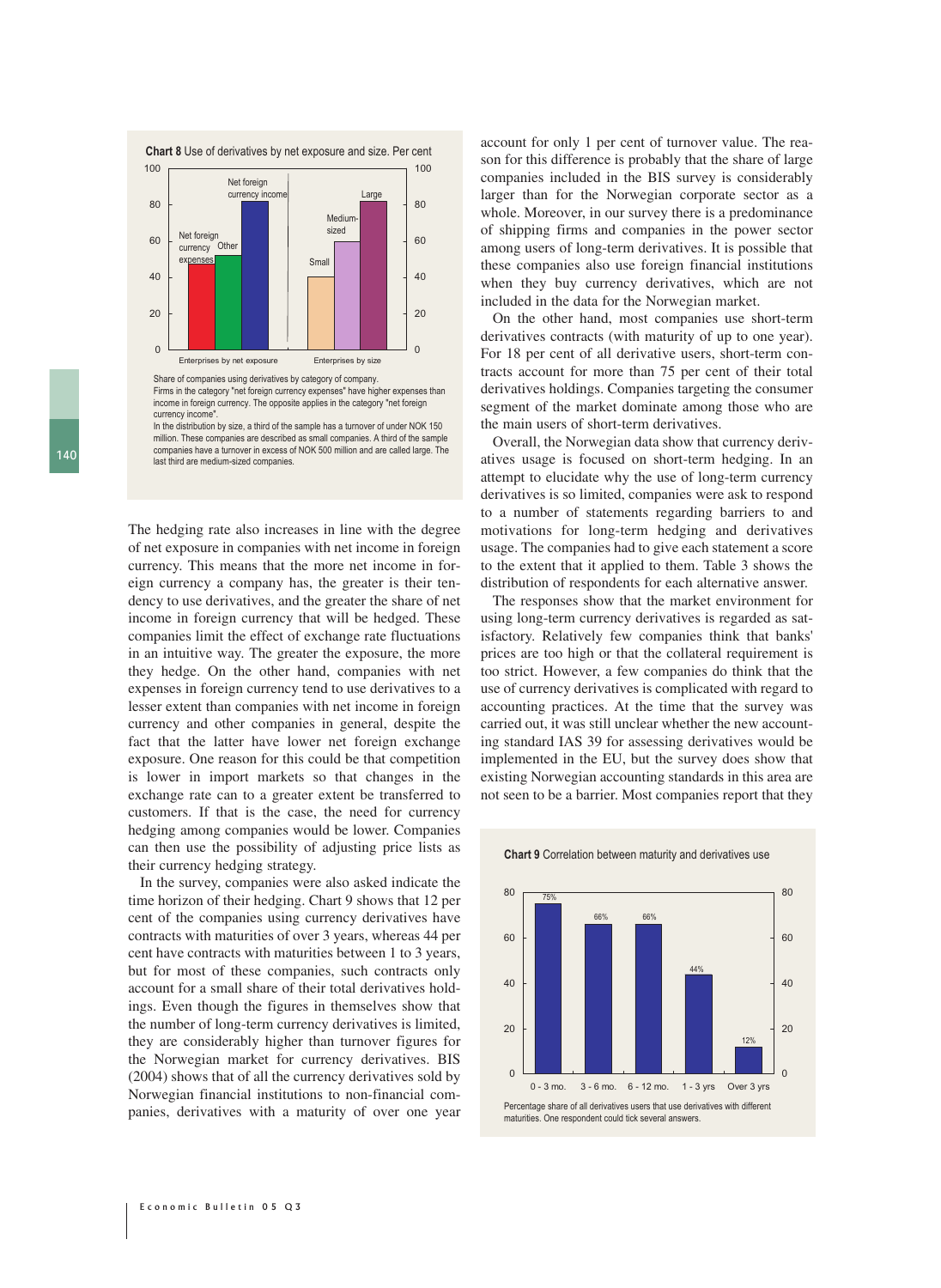**Chart 8** Use of derivatives by net exposure and size. Per cent

Share of companies using derivatives by category of company.
Firms in the category "net foreign currency expenses" have higher expenses than income in foreign currency. The opposite applies in the category "net foreign currency income".
In the distribution by size, a third of the sample has a turnover of under NOK 150 million. These companies are described as small companies. A third of the sample companies have a turnover in excess of NOK 500 million and are called large. The last third are medium-sized companies.

The hedging rate also increases in line with the degree of net exposure in companies with net income in foreign currency. This means that the more net income in foreign currency a company has, the greater is their tendency to use derivatives, and the greater the share of net income in foreign currency that will be hedged. These companies limit the effect of exchange rate fluctuations in an intuitive way. The greater the exposure, the more they hedge. On the other hand, companies with net expenses in foreign currency tend to use derivatives to a lesser extent than companies with net income in foreign currency and other companies in general, despite the fact that the latter have lower net foreign exchange exposure. One reason for this could be that competition is lower in import markets so that changes in the exchange rate can to a greater extent be transferred to customers. If that is the case, the need for currency hedging among companies would be lower. Companies can then use the possibility of adjusting price lists as their currency hedging strategy.

In the survey, companies were also asked indicate the time horizon of their hedging. Chart 9 shows that 12 per cent of the companies using currency derivatives have contracts with maturities of over 3 years, whereas 44 per cent have contracts with maturities between 1 to 3 years, but for most of these companies, such contracts only account for a small share of their total derivatives holdings. Even though the figures in themselves show that the number of long-term currency derivatives is limited, they are considerably higher than turnover figures for the Norwegian market for currency derivatives. BIS (2004) shows that of all the currency derivatives sold by Norwegian financial institutions to non-financial companies, derivatives with a maturity of over one year account for only 1 per cent of turnover value. The reason for this difference is probably that the share of large companies included in the BIS survey is considerably larger than for the Norwegian corporate sector as a whole. Moreover, in our survey there is a predominance of shipping firms and companies in the power sector among users of long-term derivatives. It is possible that these companies also use foreign financial institutions when they buy currency derivatives, which are not included in the data for the Norwegian market.

On the other hand, most companies use short-term derivatives contracts (with maturity of up to one year). For 18 per cent of all derivative users, short-term contracts account for more than 75 per cent of their total derivatives holdings. Companies targeting the consumer segment of the market dominate among those who are the main users of short-term derivatives.

Overall, the Norwegian data show that currency derivatives usage is focused on short-term hedging. In an attempt to elucidate why the use of long-term currency derivatives is so limited, companies were ask to respond to a number of statements regarding barriers to and motivations for long-term hedging and derivatives usage. The companies had to give each statement a score to the extent that it applied to them. Table 3 shows the distribution of respondents for each alternative answer.

The responses show that the market environment for using long-term currency derivatives is regarded as satisfactory. Relatively few companies think that banks' prices are too high or that the collateral requirement is too strict. However, a few companies do think that the use of currency derivatives is complicated with regard to accounting practices. At the time that the survey was carried out, it was still unclear whether the new accounting standard IAS 39 for assessing derivatives would be implemented in the EU, but the survey does show that existing Norwegian accounting standards in this area are not seen to be a barrier. Most companies report that they

**Chart 9** Correlation between maturity and derivatives use

Percentage share of all derivatives users that use derivatives with different maturities. One respondent could tick several answers.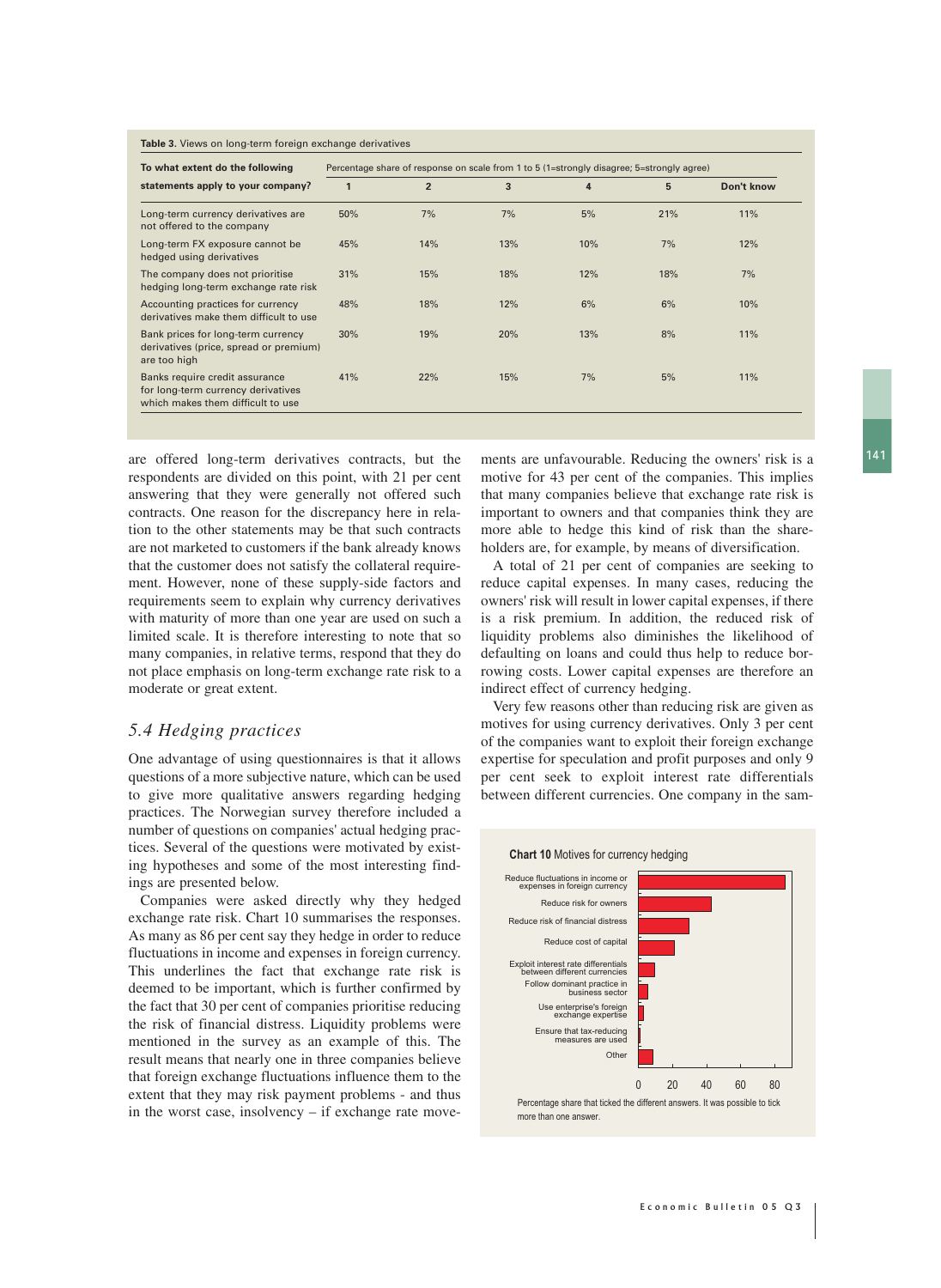**Table 3.** Views on long-term foreign exchange derivatives

| To what extent do the following statements apply to your company? | Percentage share of response on scale from 1 to 5 (1=strongly disagree; 5=strongly agree) | | | | | |
|---|---|---|---|---|---|---|
| | 1 | 2 | 3 | 4 | 5 | Don't know |
| Long-term currency derivatives are not offered to the company | 50% | 7% | 7% | 5% | 21% | 11% |
| Long-term FX exposure cannot be hedged using derivatives | 45% | 14% | 13% | 10% | 7% | 12% |
| The company does not prioritise hedging long-term exchange rate risk | 31% | 15% | 18% | 12% | 18% | 7% |
| Accounting practices for currency derivatives make them difficult to use | 48% | 18% | 12% | 6% | 6% | 10% |
| Bank prices for long-term currency derivatives (price, spread or premium) are too high | 30% | 19% | 20% | 13% | 8% | 11% |
| Banks require credit assurance for long-term currency derivatives which makes them difficult to use | 41% | 22% | 15% | 7% | 5% | 11% |

are offered long-term derivatives contracts, but the respondents are divided on this point, with 21 per cent answering that they were generally not offered such contracts. One reason for the discrepancy here in relation to the other statements may be that such contracts are not marketed to customers if the bank already knows that the customer does not satisfy the collateral requirement. However, none of these supply-side factors and requirements seem to explain why currency derivatives with maturity of more than one year are used on such a limited scale. It is therefore interesting to note that so many companies, in relative terms, respond that they do not place emphasis on long-term exchange rate risk to a moderate or great extent.

## *5.4 Hedging practices*

One advantage of using questionnaires is that it allows questions of a more subjective nature, which can be used to give more qualitative answers regarding hedging practices. The Norwegian survey therefore included a number of questions on companies' actual hedging practices. Several of the questions were motivated by existing hypotheses and some of the most interesting findings are presented below.

Companies were asked directly why they hedged exchange rate risk. Chart 10 summarises the responses. As many as 86 per cent say they hedge in order to reduce fluctuations in income and expenses in foreign currency. This underlines the fact that exchange rate risk is deemed to be important, which is further confirmed by the fact that 30 per cent of companies prioritise reducing the risk of financial distress. Liquidity problems were mentioned in the survey as an example of this. The result means that nearly one in three companies believe that foreign exchange fluctuations influence them to the extent that they may risk payment problems - and thus in the worst case, insolvency – if exchange rate movements are unfavourable. Reducing the owners' risk is a motive for 43 per cent of the companies. This implies that many companies believe that exchange rate risk is important to owners and that companies think they are more able to hedge this kind of risk than the shareholders are, for example, by means of diversification.

A total of 21 per cent of companies are seeking to reduce capital expenses. In many cases, reducing the owners' risk will result in lower capital expenses, if there is a risk premium. In addition, the reduced risk of liquidity problems also diminishes the likelihood of defaulting on loans and could thus help to reduce borrowing costs. Lower capital expenses are therefore an indirect effect of currency hedging.

Very few reasons other than reducing risk are given as motives for using currency derivatives. Only 3 per cent of the companies want to exploit their foreign exchange expertise for speculation and profit purposes and only 9 per cent seek to exploit interest rate differentials between different currencies. One company in the sam-

**Chart 10** Motives for currency hedging

| Motive | Percentage share (approx.) |
|---|---|
| Reduce fluctuations in income or expenses in foreign currency | 86 |
| Reduce risk for owners | 43 |
| Reduce risk of financial distress | 30 |
| Reduce cost of capital | 21 |
| Exploit interest rate differentials between different currencies | 9 |
| Follow dominant practice in business sector | 5 |
| Use enterprise's foreign exchange expertise | 3 |
| Ensure that tax-reducing measures are used | 1 |
| Other | 8 |

Percentage share that ticked the different answers. It was possible to tick more than one answer.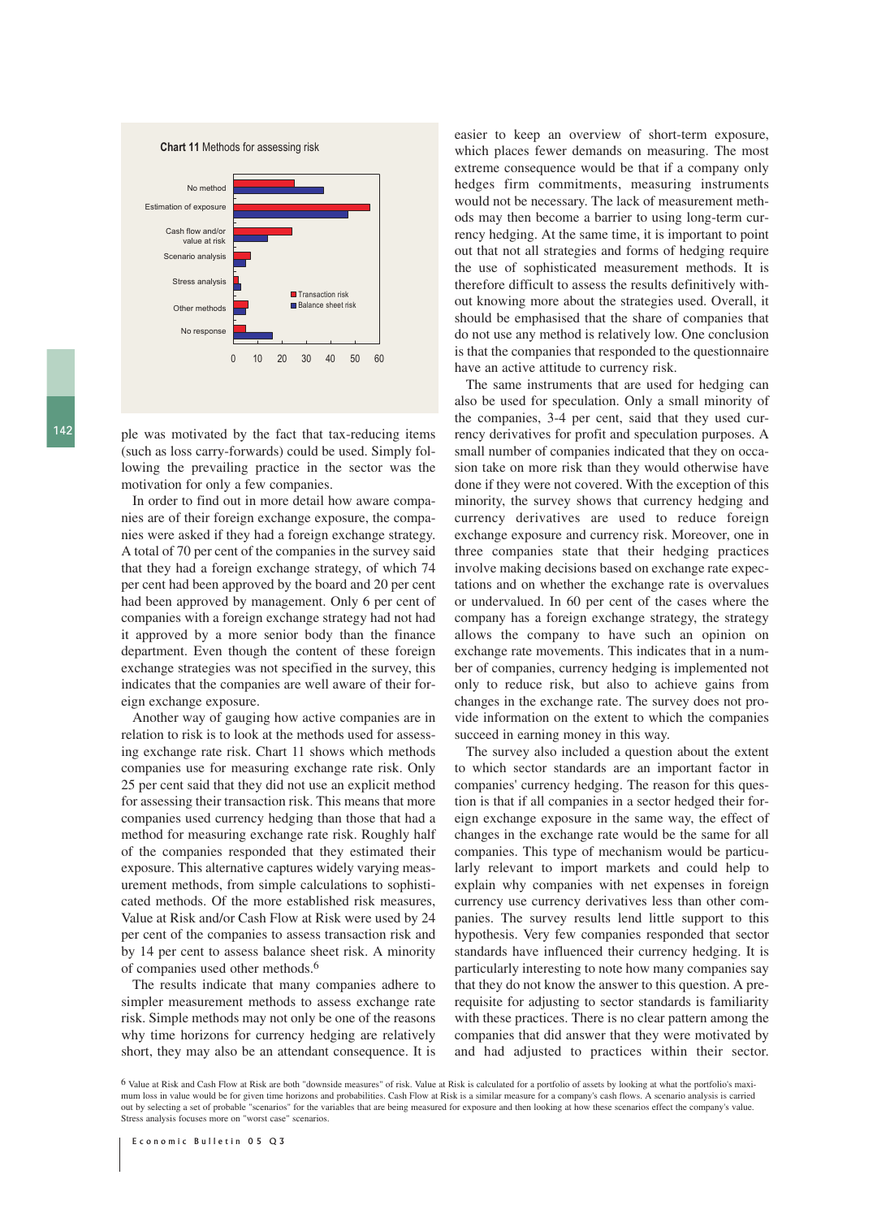**Chart 11** Methods for assessing risk

| | Transaction risk | Balance sheet risk |
|---|---|---|
| No method | 25 | 37 |
| Estimation of exposure | 56 | 47 |
| Cash flow and/or value at risk | 24 | 14 |
| Scenario analysis | 7 | 5 |
| Stress analysis | 2 | 3 |
| Other methods | 6 | 5 |
| No response | 5 | 16 |

ple was motivated by the fact that tax-reducing items (such as loss carry-forwards) could be used. Simply following the prevailing practice in the sector was the motivation for only a few companies.

In order to find out in more detail how aware companies are of their foreign exchange exposure, the companies were asked if they had a foreign exchange strategy. A total of 70 per cent of the companies in the survey said that they had a foreign exchange strategy, of which 74 per cent had been approved by the board and 20 per cent had been approved by management. Only 6 per cent of companies with a foreign exchange strategy had not had it approved by a more senior body than the finance department. Even though the content of these foreign exchange strategies was not specified in the survey, this indicates that the companies are well aware of their foreign exchange exposure.

Another way of gauging how active companies are in relation to risk is to look at the methods used for assessing exchange rate risk. Chart 11 shows which methods companies use for measuring exchange rate risk. Only 25 per cent said that they did not use an explicit method for assessing their transaction risk. This means that more companies used currency hedging than those that had a method for measuring exchange rate risk. Roughly half of the companies responded that they estimated their exposure. This alternative captures widely varying measurement methods, from simple calculations to sophisticated methods. Of the more established risk measures, Value at Risk and/or Cash Flow at Risk were used by 24 per cent of the companies to assess transaction risk and by 14 per cent to assess balance sheet risk. A minority of companies used other methods.[6]

The results indicate that many companies adhere to simpler measurement methods to assess exchange rate risk. Simple methods may not only be one of the reasons why time horizons for currency hedging are relatively short, they may also be an attendant consequence. It is easier to keep an overview of short-term exposure, which places fewer demands on measuring. The most extreme consequence would be that if a company only hedges firm commitments, measuring instruments would not be necessary. The lack of measurement methods may then become a barrier to using long-term currency hedging. At the same time, it is important to point out that not all strategies and forms of hedging require the use of sophisticated measurement methods. It is therefore difficult to assess the results definitively without knowing more about the strategies used. Overall, it should be emphasised that the share of companies that do not use any method is relatively low. One conclusion is that the companies that responded to the questionnaire have an active attitude to currency risk.

The same instruments that are used for hedging can also be used for speculation. Only a small minority of the companies, 3-4 per cent, said that they used currency derivatives for profit and speculation purposes. A small number of companies indicated that they on occasion take on more risk than they would otherwise have done if they were not covered. With the exception of this minority, the survey shows that currency hedging and currency derivatives are used to reduce foreign exchange exposure and currency risk. Moreover, one in three companies state that their hedging practices involve making decisions based on exchange rate expectations and on whether the exchange rate is overvalues or undervalued. In 60 per cent of the cases where the company has a foreign exchange strategy, the strategy allows the company to have such an opinion on exchange rate movements. This indicates that in a number of companies, currency hedging is implemented not only to reduce risk, but also to achieve gains from changes in the exchange rate. The survey does not provide information on the extent to which the companies succeed in earning money in this way.

The survey also included a question about the extent to which sector standards are an important factor in companies' currency hedging. The reason for this question is that if all companies in a sector hedged their foreign exchange exposure in the same way, the effect of changes in the exchange rate would be the same for all companies. This type of mechanism would be particularly relevant to import markets and could help to explain why companies with net expenses in foreign currency use currency derivatives less than other companies. The survey results lend little support to this hypothesis. Very few companies responded that sector standards have influenced their currency hedging. It is particularly interesting to note how many companies say that they do not know the answer to this question. A prerequisite for adjusting to sector standards is familiarity with these practices. There is no clear pattern among the companies that did answer that they were motivated by and had adjusted to practices within their sector.

[6] Value at Risk and Cash Flow at Risk are both "downside measures" of risk. Value at Risk is calculated for a portfolio of assets by looking at what the portfolio's maximum loss in value would be for given time horizons and probabilities. Cash Flow at Risk is a similar measure for a company's cash flows. A scenario analysis is carried out by selecting a set of probable "scenarios" for the variables that are being measured for exposure and then looking at how these scenarios effect the company's value. Stress analysis focuses more on "worst case" scenarios.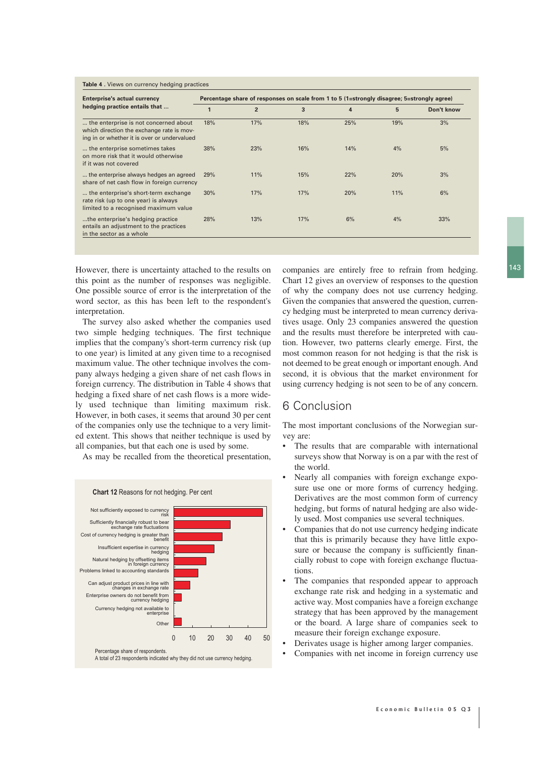**Table 4** . Views on currency hedging practices

| Enterprise's actual currency hedging practice entails that ... | Percentage share of responses on scale from 1 to 5 (1=strongly disagree; 5=strongly agree) | | | | | |
|---|---|---|---|---|---|---|
| | 1 | 2 | 3 | 4 | 5 | Don't know |
| ... the enterprise is not concerned about which direction the exchange rate is moving in or whether it is over or undervalued | 18% | 17% | 18% | 25% | 19% | 3% |
| ... the enterprise sometimes takes on more risk that it would otherwise if it was not covered | 38% | 23% | 16% | 14% | 4% | 5% |
| ... the enterprise always hedges an agreed share of net cash flow in foreign currency | 29% | 11% | 15% | 22% | 20% | 3% |
| ... the enterprise's short-term exchange rate risk (up to one year) is always limited to a recognised maximum value | 30% | 17% | 17% | 20% | 11% | 6% |
| ...the enterprise's hedging practice entails an adjustment to the practices in the sector as a whole | 28% | 13% | 17% | 6% | 4% | 33% |

However, there is uncertainty attached to the results on this point as the number of responses was negligible. One possible source of error is the interpretation of the word sector, as this has been left to the respondent's interpretation.

The survey also asked whether the companies used two simple hedging techniques. The first technique implies that the company's short-term currency risk (up to one year) is limited at any given time to a recognised maximum value. The other technique involves the company always hedging a given share of net cash flows in foreign currency. The distribution in Table 4 shows that hedging a fixed share of net cash flows is a more widely used technique than limiting maximum risk. However, in both cases, it seems that around 30 per cent of the companies only use the technique to a very limited extent. This shows that neither technique is used by all companies, but that each one is used by some.

As may be recalled from the theoretical presentation, companies are entirely free to refrain from hedging. Chart 12 gives an overview of responses to the question of why the company does not use currency hedging. Given the companies that answered the question, currency hedging must be interpreted to mean currency derivatives usage. Only 23 companies answered the question and the results must therefore be interpreted with caution. However, two patterns clearly emerge. First, the most common reason for not hedging is that the risk is not deemed to be great enough or important enough. And second, it is obvious that the market environment for using currency hedging is not seen to be of any concern.

**Chart 12** Reasons for not hedging. Per cent

- Not sufficiently exposed to currency risk
- Sufficiently financially robust to bear exchange rate fluctuations
- Cost of currency hedging is greater than benefit
- Insufficient expertise in currency hedging
- Natural hedging by offsetting items in foreign currency
- Problems linked to accounting standards
- Can adjust product prices in line with changes in exchange rate
- Enterprise owners do not benefit from currency hedging
- Currency hedging not available to enterprise
- Other

Percentage share of respondents.
A total of 23 respondents indicated why they did not use currency hedging.

## 6 Conclusion

The most important conclusions of the Norwegian survey are:

- The results that are comparable with international surveys show that Norway is on a par with the rest of the world.
- Nearly all companies with foreign exchange exposure use one or more forms of currency hedging. Derivatives are the most common form of currency hedging, but forms of natural hedging are also widely used. Most companies use several techniques.
- Companies that do not use currency hedging indicate that this is primarily because they have little exposure or because the company is sufficiently financially robust to cope with foreign exchange fluctuations.
- The companies that responded appear to approach exchange rate risk and hedging in a systematic and active way. Most companies have a foreign exchange strategy that has been approved by the management or the board. A large share of companies seek to measure their foreign exchange exposure.
- Derivates usage is higher among larger companies.
- Companies with net income in foreign currency use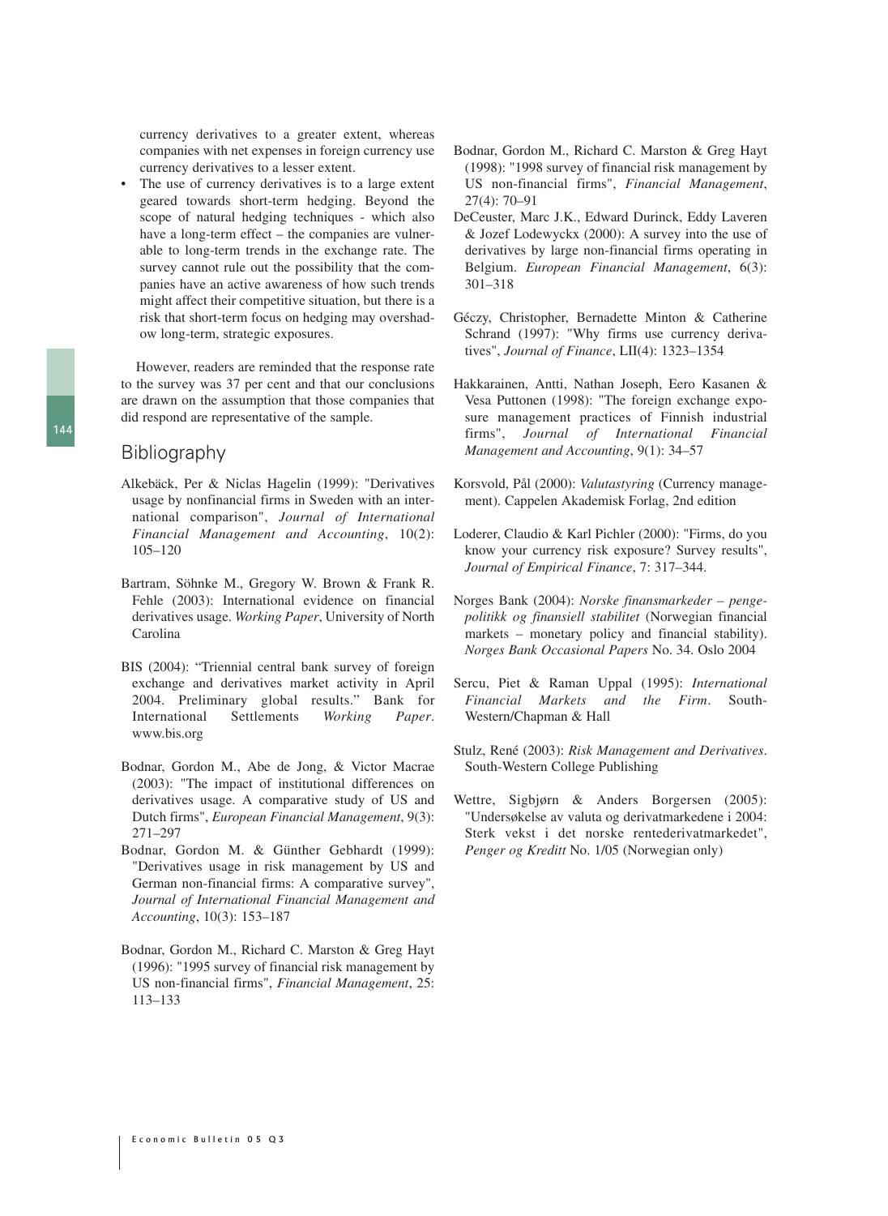currency derivatives to a greater extent, whereas companies with net expenses in foreign currency use currency derivatives to a lesser extent.

- The use of currency derivatives is to a large extent geared towards short-term hedging. Beyond the scope of natural hedging techniques - which also have a long-term effect – the companies are vulnerable to long-term trends in the exchange rate. The survey cannot rule out the possibility that the companies have an active awareness of how such trends might affect their competitive situation, but there is a risk that short-term focus on hedging may overshadow long-term, strategic exposures.

However, readers are reminded that the response rate to the survey was 37 per cent and that our conclusions are drawn on the assumption that those companies that did respond are representative of the sample.

## Bibliography

Alkebäck, Per & Niclas Hagelin (1999): "Derivatives usage by nonfinancial firms in Sweden with an international comparison", *Journal of International Financial Management and Accounting*, 10(2): 105–120

Bartram, Söhnke M., Gregory W. Brown & Frank R. Fehle (2003): International evidence on financial derivatives usage. *Working Paper*, University of North Carolina

BIS (2004): "Triennial central bank survey of foreign exchange and derivatives market activity in April 2004. Preliminary global results." Bank for International Settlements *Working Paper*. www.bis.org

Bodnar, Gordon M., Abe de Jong, & Victor Macrae (2003): "The impact of institutional differences on derivatives usage. A comparative study of US and Dutch firms", *European Financial Management*, 9(3): 271–297

Bodnar, Gordon M. & Günther Gebhardt (1999): "Derivatives usage in risk management by US and German non-financial firms: A comparative survey", *Journal of International Financial Management and Accounting*, 10(3): 153–187

Bodnar, Gordon M., Richard C. Marston & Greg Hayt (1996): "1995 survey of financial risk management by US non-financial firms", *Financial Management*, 25: 113–133

Bodnar, Gordon M., Richard C. Marston & Greg Hayt (1998): "1998 survey of financial risk management by US non-financial firms", *Financial Management*, 27(4): 70–91

DeCeuster, Marc J.K., Edward Durinck, Eddy Laveren & Jozef Lodewyckx (2000): A survey into the use of derivatives by large non-financial firms operating in Belgium. *European Financial Management*, 6(3): 301–318

Géczy, Christopher, Bernadette Minton & Catherine Schrand (1997): "Why firms use currency derivatives", *Journal of Finance*, LII(4): 1323–1354

Hakkarainen, Antti, Nathan Joseph, Eero Kasanen & Vesa Puttonen (1998): "The foreign exchange exposure management practices of Finnish industrial firms", *Journal of International Financial Management and Accounting*, 9(1): 34–57

Korsvold, Pål (2000): *Valutastyring* (Currency management). Cappelen Akademisk Forlag, 2nd edition

Loderer, Claudio & Karl Pichler (2000): "Firms, do you know your currency risk exposure? Survey results", *Journal of Empirical Finance*, 7: 317–344.

Norges Bank (2004): *Norske finansmarkeder – pengepolitikk og finansiell stabilitet* (Norwegian financial markets – monetary policy and financial stability). *Norges Bank Occasional Papers* No. 34. Oslo 2004

Sercu, Piet & Raman Uppal (1995): *International Financial Markets and the Firm*. South-Western/Chapman & Hall

Stulz, René (2003): *Risk Management and Derivatives*. South-Western College Publishing

Wettre, Sigbjørn & Anders Borgersen (2005): "Undersøkelse av valuta og derivatmarkedene i 2004: Sterk vekst i det norske rentederivatmarkedet", *Penger og Kreditt* No. 1/05 (Norwegian only)